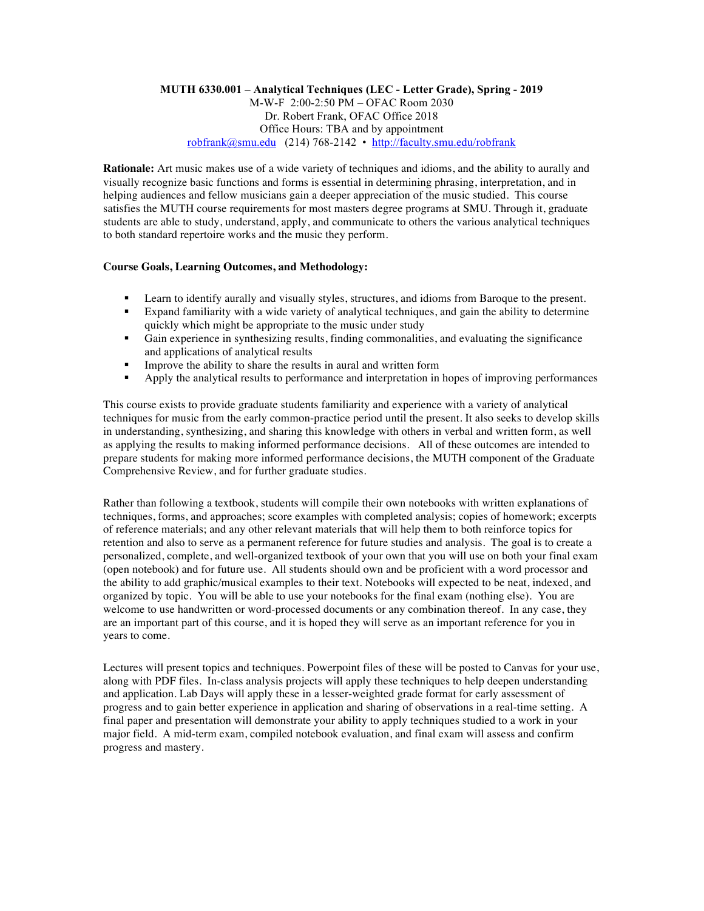**MUTH 6330.001 – Analytical Techniques (LEC - Letter Grade), Spring - 2019**
M-W-F 2:00-2:50 PM – OFAC Room 2030
Dr. Robert Frank, OFAC Office 2018
Office Hours: TBA and by appointment
robfrank@smu.edu (214) 768-2142 • http://faculty.smu.edu/robfrank

**Rationale:** Art music makes use of a wide variety of techniques and idioms, and the ability to aurally and visually recognize basic functions and forms is essential in determining phrasing, interpretation, and in helping audiences and fellow musicians gain a deeper appreciation of the music studied. This course satisfies the MUTH course requirements for most masters degree programs at SMU. Through it, graduate students are able to study, understand, apply, and communicate to others the various analytical techniques to both standard repertoire works and the music they perform.

**Course Goals, Learning Outcomes, and Methodology:**

- Learn to identify aurally and visually styles, structures, and idioms from Baroque to the present.
- Expand familiarity with a wide variety of analytical techniques, and gain the ability to determine quickly which might be appropriate to the music under study
- Gain experience in synthesizing results, finding commonalities, and evaluating the significance and applications of analytical results
- Improve the ability to share the results in aural and written form
- Apply the analytical results to performance and interpretation in hopes of improving performances

This course exists to provide graduate students familiarity and experience with a variety of analytical techniques for music from the early common-practice period until the present. It also seeks to develop skills in understanding, synthesizing, and sharing this knowledge with others in verbal and written form, as well as applying the results to making informed performance decisions. All of these outcomes are intended to prepare students for making more informed performance decisions, the MUTH component of the Graduate Comprehensive Review, and for further graduate studies.

Rather than following a textbook, students will compile their own notebooks with written explanations of techniques, forms, and approaches; score examples with completed analysis; copies of homework; excerpts of reference materials; and any other relevant materials that will help them to both reinforce topics for retention and also to serve as a permanent reference for future studies and analysis. The goal is to create a personalized, complete, and well-organized textbook of your own that you will use on both your final exam (open notebook) and for future use. All students should own and be proficient with a word processor and the ability to add graphic/musical examples to their text. Notebooks will expected to be neat, indexed, and organized by topic. You will be able to use your notebooks for the final exam (nothing else). You are welcome to use handwritten or word-processed documents or any combination thereof. In any case, they are an important part of this course, and it is hoped they will serve as an important reference for you in years to come.

Lectures will present topics and techniques. Powerpoint files of these will be posted to Canvas for your use, along with PDF files. In-class analysis projects will apply these techniques to help deepen understanding and application. Lab Days will apply these in a lesser-weighted grade format for early assessment of progress and to gain better experience in application and sharing of observations in a real-time setting. A final paper and presentation will demonstrate your ability to apply techniques studied to a work in your major field. A mid-term exam, compiled notebook evaluation, and final exam will assess and confirm progress and mastery.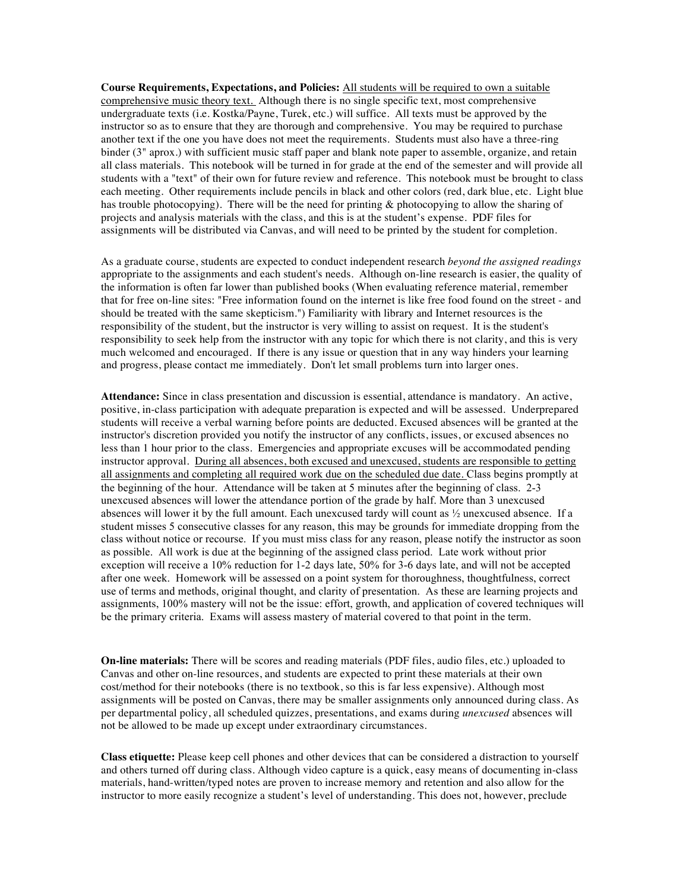**Course Requirements, Expectations, and Policies:** All students will be required to own a suitable comprehensive music theory text. Although there is no single specific text, most comprehensive undergraduate texts (i.e. Kostka/Payne, Turek, etc.) will suffice. All texts must be approved by the instructor so as to ensure that they are thorough and comprehensive. You may be required to purchase another text if the one you have does not meet the requirements. Students must also have a three-ring binder (3" aprox.) with sufficient music staff paper and blank note paper to assemble, organize, and retain all class materials. This notebook will be turned in for grade at the end of the semester and will provide all students with a "text" of their own for future review and reference. This notebook must be brought to class each meeting. Other requirements include pencils in black and other colors (red, dark blue, etc. Light blue has trouble photocopying). There will be the need for printing & photocopying to allow the sharing of projects and analysis materials with the class, and this is at the student's expense. PDF files for assignments will be distributed via Canvas, and will need to be printed by the student for completion.

As a graduate course, students are expected to conduct independent research *beyond the assigned readings* appropriate to the assignments and each student's needs. Although on-line research is easier, the quality of the information is often far lower than published books (When evaluating reference material, remember that for free on-line sites: "Free information found on the internet is like free food found on the street - and should be treated with the same skepticism.") Familiarity with library and Internet resources is the responsibility of the student, but the instructor is very willing to assist on request. It is the student's responsibility to seek help from the instructor with any topic for which there is not clarity, and this is very much welcomed and encouraged. If there is any issue or question that in any way hinders your learning and progress, please contact me immediately. Don't let small problems turn into larger ones.

**Attendance:** Since in class presentation and discussion is essential, attendance is mandatory. An active, positive, in-class participation with adequate preparation is expected and will be assessed. Underprepared students will receive a verbal warning before points are deducted. Excused absences will be granted at the instructor's discretion provided you notify the instructor of any conflicts, issues, or excused absences no less than 1 hour prior to the class. Emergencies and appropriate excuses will be accommodated pending instructor approval. During all absences, both excused and unexcused, students are responsible to getting all assignments and completing all required work due on the scheduled due date. Class begins promptly at the beginning of the hour. Attendance will be taken at 5 minutes after the beginning of class. 2-3 unexcused absences will lower the attendance portion of the grade by half. More than 3 unexcused absences will lower it by the full amount. Each unexcused tardy will count as ½ unexcused absence. If a student misses 5 consecutive classes for any reason, this may be grounds for immediate dropping from the class without notice or recourse. If you must miss class for any reason, please notify the instructor as soon as possible. All work is due at the beginning of the assigned class period. Late work without prior exception will receive a 10% reduction for 1-2 days late, 50% for 3-6 days late, and will not be accepted after one week. Homework will be assessed on a point system for thoroughness, thoughtfulness, correct use of terms and methods, original thought, and clarity of presentation. As these are learning projects and assignments, 100% mastery will not be the issue: effort, growth, and application of covered techniques will be the primary criteria. Exams will assess mastery of material covered to that point in the term.

**On-line materials:** There will be scores and reading materials (PDF files, audio files, etc.) uploaded to Canvas and other on-line resources, and students are expected to print these materials at their own cost/method for their notebooks (there is no textbook, so this is far less expensive). Although most assignments will be posted on Canvas, there may be smaller assignments only announced during class. As per departmental policy, all scheduled quizzes, presentations, and exams during *unexcused* absences will not be allowed to be made up except under extraordinary circumstances.

**Class etiquette:** Please keep cell phones and other devices that can be considered a distraction to yourself and others turned off during class. Although video capture is a quick, easy means of documenting in-class materials, hand-written/typed notes are proven to increase memory and retention and also allow for the instructor to more easily recognize a student's level of understanding. This does not, however, preclude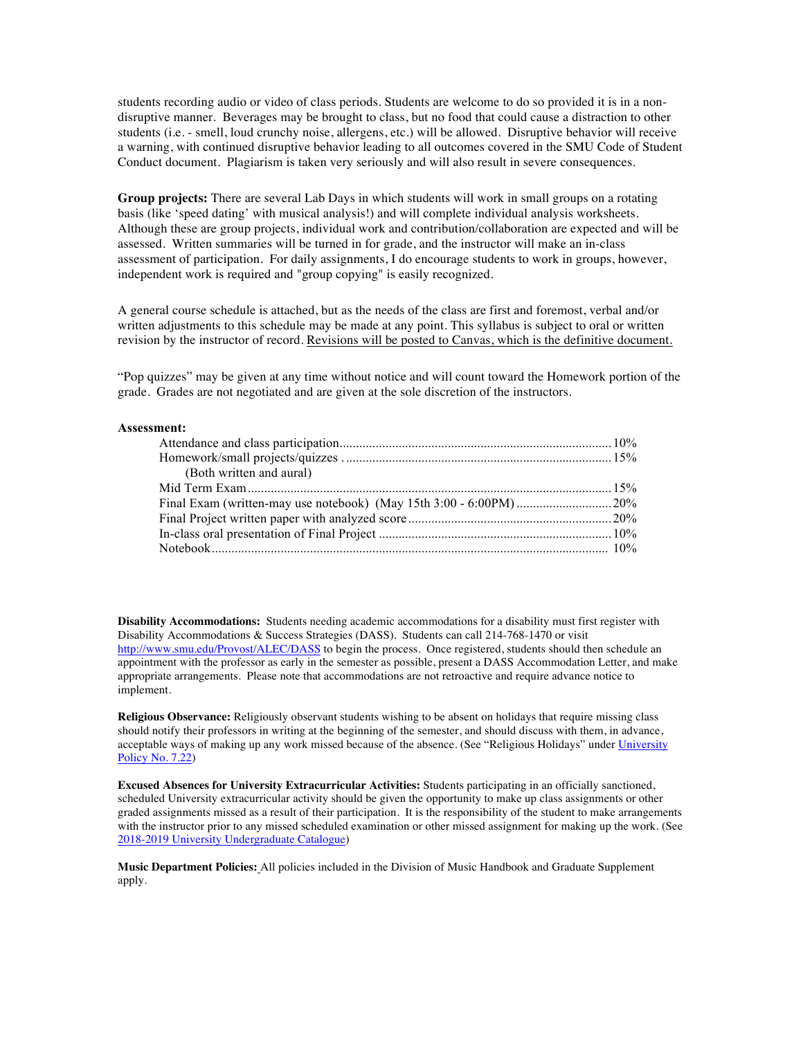students recording audio or video of class periods. Students are welcome to do so provided it is in a non-disruptive manner. Beverages may be brought to class, but no food that could cause a distraction to other students (i.e. - smell, loud crunchy noise, allergens, etc.) will be allowed. Disruptive behavior will receive a warning, with continued disruptive behavior leading to all outcomes covered in the SMU Code of Student Conduct document. Plagiarism is taken very seriously and will also result in severe consequences.

**Group projects:** There are several Lab Days in which students will work in small groups on a rotating basis (like 'speed dating' with musical analysis!) and will complete individual analysis worksheets. Although these are group projects, individual work and contribution/collaboration are expected and will be assessed. Written summaries will be turned in for grade, and the instructor will make an in-class assessment of participation. For daily assignments, I do encourage students to work in groups, however, independent work is required and "group copying" is easily recognized.

A general course schedule is attached, but as the needs of the class are first and foremost, verbal and/or written adjustments to this schedule may be made at any point. This syllabus is subject to oral or written revision by the instructor of record. <u>Revisions will be posted to Canvas, which is the definitive document.</u>

"Pop quizzes" may be given at any time without notice and will count toward the Homework portion of the grade. Grades are not negotiated and are given at the sole discretion of the instructors.

**Assessment:**

| | |
|---|---|
| Attendance and class participation | 10% |
| Homework/small projects/quizzes (Both written and aural) | 15% |
| Mid Term Exam | 15% |
| Final Exam (written-may use notebook) (May 15th 3:00 - 6:00PM) | 20% |
| Final Project written paper with analyzed score | 20% |
| In-class oral presentation of Final Project | 10% |
| Notebook | 10% |

**Disability Accommodations:** Students needing academic accommodations for a disability must first register with Disability Accommodations & Success Strategies (DASS). Students can call 214-768-1470 or visit http://www.smu.edu/Provost/ALEC/DASS to begin the process. Once registered, students should then schedule an appointment with the professor as early in the semester as possible, present a DASS Accommodation Letter, and make appropriate arrangements. Please note that accommodations are not retroactive and require advance notice to implement.

**Religious Observance:** Religiously observant students wishing to be absent on holidays that require missing class should notify their professors in writing at the beginning of the semester, and should discuss with them, in advance, acceptable ways of making up any work missed because of the absence. (See "Religious Holidays" under University Policy No. 7.22)

**Excused Absences for University Extracurricular Activities:** Students participating in an officially sanctioned, scheduled University extracurricular activity should be given the opportunity to make up class assignments or other graded assignments missed as a result of their participation. It is the responsibility of the student to make arrangements with the instructor prior to any missed scheduled examination or other missed assignment for making up the work. (See 2018-2019 University Undergraduate Catalogue)

**Music Department Policies:** All policies included in the Division of Music Handbook and Graduate Supplement apply.